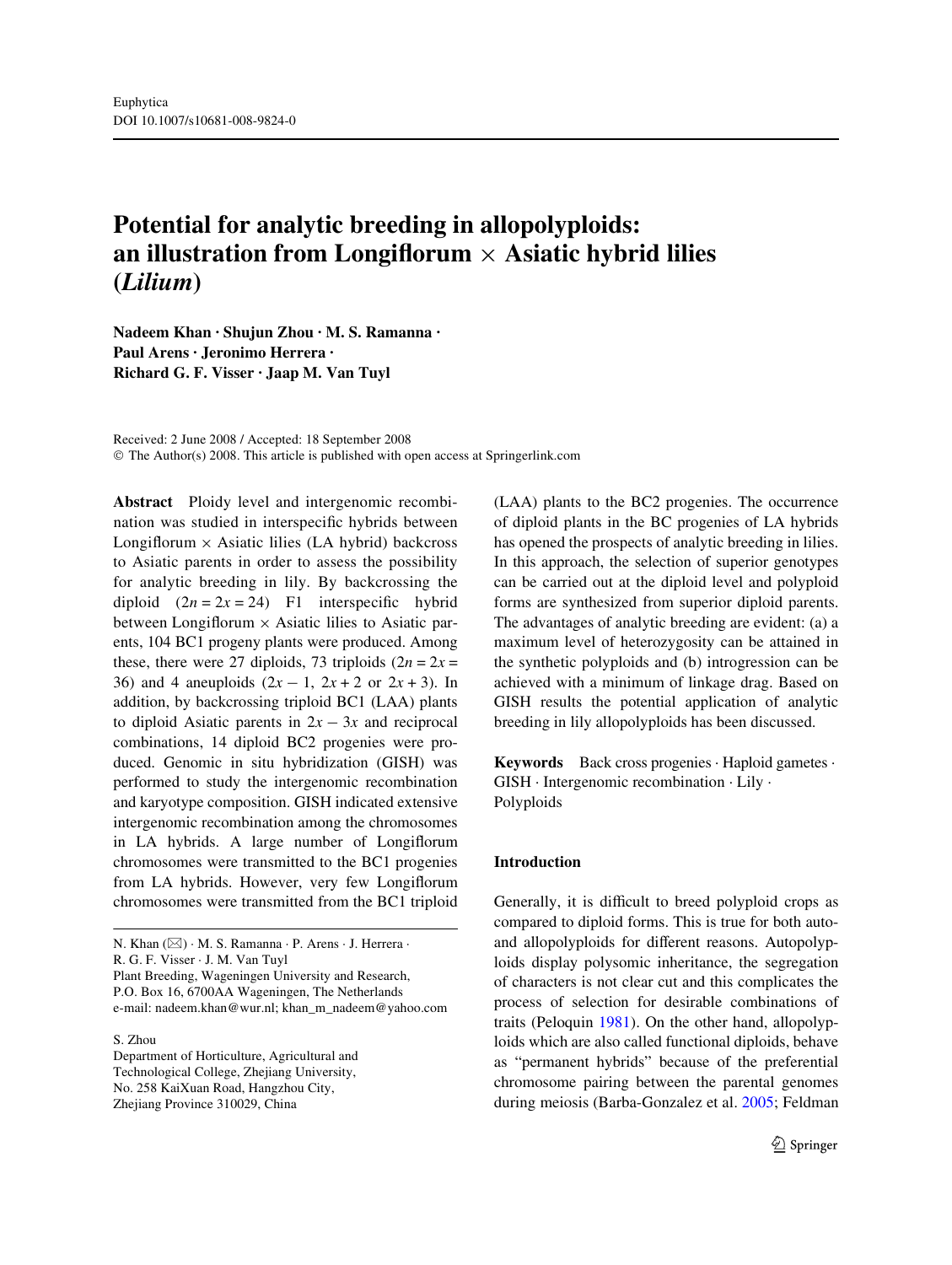# Potential for analytic breeding in allopolyploids: an illustration from Longiflorum × Asiatic hybrid lilies (*Lilium*)

**Nadeem Khan · Shujun Zhou · M. S. Ramanna · Paul Arens · Jeronimo Herrera · Richard G. F. Visser · Jaap M. Van Tuyl**

Received: 2 June 2008 / Accepted: 18 September 2008
© The Author(s) 2008. This article is published with open access at Springerlink.com

**Abstract** Ploidy level and intergenomic recombination was studied in interspecific hybrids between Longiflorum × Asiatic lilies (LA hybrid) backcross to Asiatic parents in order to assess the possibility for analytic breeding in lily. By backcrossing the diploid ($2n = 2x = 24$) F1 interspecific hybrid between Longiflorum × Asiatic lilies to Asiatic parents, 104 BC1 progeny plants were produced. Among these, there were 27 diploids, 73 triploids ($2n = 2x = 36$) and 4 aneuploids ($2x - 1$, $2x + 2$ or $2x + 3$). In addition, by backcrossing triploid BC1 (LAA) plants to diploid Asiatic parents in $2x - 3x$ and reciprocal combinations, 14 diploid BC2 progenies were produced. Genomic in situ hybridization (GISH) was performed to study the intergenomic recombination and karyotype composition. GISH indicated extensive intergenomic recombination among the chromosomes in LA hybrids. A large number of Longiflorum chromosomes were transmitted to the BC1 progenies from LA hybrids. However, very few Longiflorum chromosomes were transmitted from the BC1 triploid (LAA) plants to the BC2 progenies. The occurrence of diploid plants in the BC progenies of LA hybrids has opened the prospects of analytic breeding in lilies. In this approach, the selection of superior genotypes can be carried out at the diploid level and polyploid forms are synthesized from superior diploid parents. The advantages of analytic breeding are evident: (a) a maximum level of heterozygosity can be attained in the synthetic polyploids and (b) introgression can be achieved with a minimum of linkage drag. Based on GISH results the potential application of analytic breeding in lily allopolyploids has been discussed.

**Keywords** Back cross progenies · Haploid gametes · GISH · Intergenomic recombination · Lily · Polyploids

N. Khan (✉) · M. S. Ramanna · P. Arens · J. Herrera · R. G. F. Visser · J. M. Van Tuyl
Plant Breeding, Wageningen University and Research, P.O. Box 16, 6700AA Wageningen, The Netherlands
e-mail: nadeem.khan@wur.nl; khan_m_nadeem@yahoo.com

S. Zhou
Department of Horticulture, Agricultural and Technological College, Zhejiang University, No. 258 KaiXuan Road, Hangzhou City, Zhejiang Province 310029, China

## Introduction

Generally, it is difficult to breed polyploid crops as compared to diploid forms. This is true for both auto- and allopolyploids for different reasons. Autopolyploids display polysomic inheritance, the segregation of characters is not clear cut and this complicates the process of selection for desirable combinations of traits (Peloquin 1981). On the other hand, allopolyploids which are also called functional diploids, behave as "permanent hybrids" because of the preferential chromosome pairing between the parental genomes during meiosis (Barba-Gonzalez et al. 2005; Feldman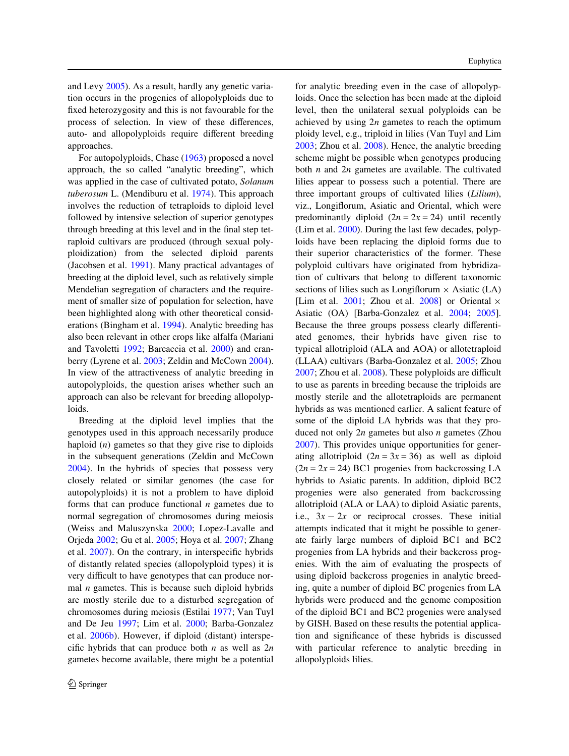and Levy 2005). As a result, hardly any genetic variation occurs in the progenies of allopolyploids due to fixed heterozygosity and this is not favourable for the process of selection. In view of these differences, auto- and allopolyploids require different breeding approaches.

For autopolyploids, Chase (1963) proposed a novel approach, the so called "analytic breeding", which was applied in the case of cultivated potato, *Solanum tuberosum* L. (Mendiburu et al. 1974). This approach involves the reduction of tetraploids to diploid level followed by intensive selection of superior genotypes through breeding at this level and in the final step tetraploid cultivars are produced (through sexual polyploidization) from the selected diploid parents (Jacobsen et al. 1991). Many practical advantages of breeding at the diploid level, such as relatively simple Mendelian segregation of characters and the requirement of smaller size of population for selection, have been highlighted along with other theoretical considerations (Bingham et al. 1994). Analytic breeding has also been relevant in other crops like alfalfa (Mariani and Tavoletti 1992; Barcaccia et al. 2000) and cranberry (Lyrene et al. 2003; Zeldin and McCown 2004). In view of the attractiveness of analytic breeding in autopolyploids, the question arises whether such an approach can also be relevant for breeding allopolyploids.

Breeding at the diploid level implies that the genotypes used in this approach necessarily produce haploid ($n$) gametes so that they give rise to diploids in the subsequent generations (Zeldin and McCown 2004). In the hybrids of species that possess very closely related or similar genomes (the case for autopolyploids) it is not a problem to have diploid forms that can produce functional $n$ gametes due to normal segregation of chromosomes during meiosis (Weiss and Maluszynska 2000; Lopez-Lavalle and Orjeda 2002; Gu et al. 2005; Hoya et al. 2007; Zhang et al. 2007). On the contrary, in interspecific hybrids of distantly related species (allopolyploid types) it is very difficult to have genotypes that can produce normal $n$ gametes. This is because such diploid hybrids are mostly sterile due to a disturbed segregation of chromosomes during meiosis (Estilai 1977; Van Tuyl and De Jeu 1997; Lim et al. 2000; Barba-Gonzalez et al. 2006b). However, if diploid (distant) interspecific hybrids that can produce both $n$ as well as $2n$ gametes become available, there might be a potential for analytic breeding even in the case of allopolyploids. Once the selection has been made at the diploid level, then the unilateral sexual polyploids can be achieved by using $2n$ gametes to reach the optimum ploidy level, e.g., triploid in lilies (Van Tuyl and Lim 2003; Zhou et al. 2008). Hence, the analytic breeding scheme might be possible when genotypes producing both $n$ and $2n$ gametes are available. The cultivated lilies appear to possess such a potential. There are three important groups of cultivated lilies (*Lilium*), viz., Longiflorum, Asiatic and Oriental, which were predominantly diploid ($2n = 2x = 24$) until recently (Lim et al. 2000). During the last few decades, polyploids have been replacing the diploid forms due to their superior characteristics of the former. These polyploid cultivars have originated from hybridization of cultivars that belong to different taxonomic sections of lilies such as Longiflorum × Asiatic (LA) [Lim et al. 2001; Zhou et al. 2008] or Oriental × Asiatic (OA) [Barba-Gonzalez et al. 2004; 2005]. Because the three groups possess clearly differentiated genomes, their hybrids have given rise to typical allotriploid (ALA and AOA) or allotetraploid (LLAA) cultivars (Barba-Gonzalez et al. 2005; Zhou 2007; Zhou et al. 2008). These polyploids are difficult to use as parents in breeding because the triploids are mostly sterile and the allotetraploids are permanent hybrids as was mentioned earlier. A salient feature of some of the diploid LA hybrids was that they produced not only $2n$ gametes but also $n$ gametes (Zhou 2007). This provides unique opportunities for generating allotriploid ($2n = 3x = 36$) as well as diploid ($2n = 2x = 24$) BC1 progenies from backcrossing LA hybrids to Asiatic parents. In addition, diploid BC2 progenies were also generated from backcrossing allotriploid (ALA or LAA) to diploid Asiatic parents, i.e., $3x - 2x$ or reciprocal crosses. These initial attempts indicated that it might be possible to generate fairly large numbers of diploid BC1 and BC2 progenies from LA hybrids and their backcross progenies. With the aim of evaluating the prospects of using diploid backcross progenies in analytic breeding, quite a number of diploid BC progenies from LA hybrids were produced and the genome composition of the diploid BC1 and BC2 progenies were analysed by GISH. Based on these results the potential application and significance of these hybrids is discussed with particular reference to analytic breeding in allopolyploids lilies.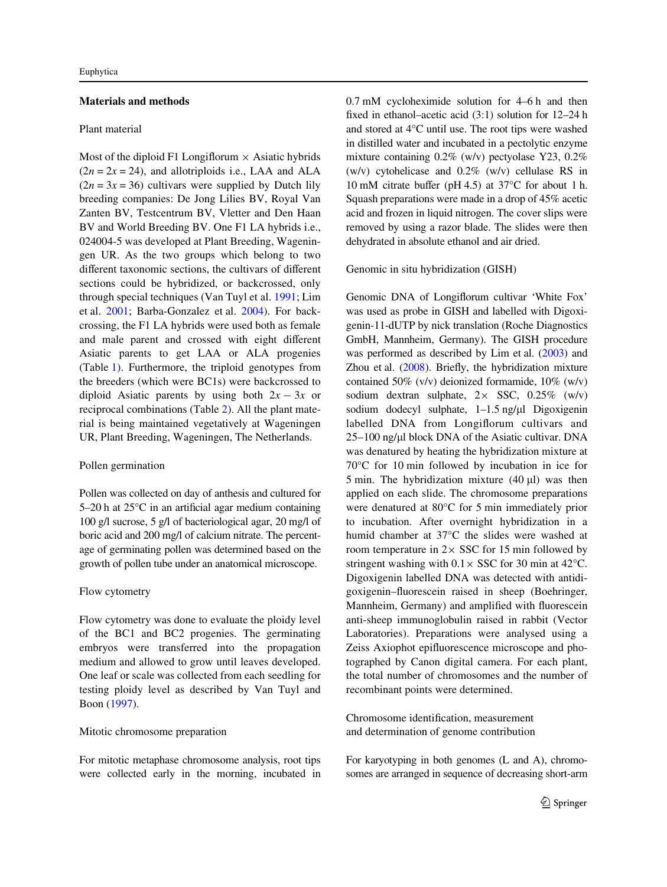## Materials and methods

### Plant material

Most of the diploid F1 Longiflorum × Asiatic hybrids ($2n = 2x = 24$), and allotriploids i.e., LAA and ALA ($2n = 3x = 36$) cultivars were supplied by Dutch lily breeding companies: De Jong Lilies BV, Royal Van Zanten BV, Testcentrum BV, Vletter and Den Haan BV and World Breeding BV. One F1 LA hybrids i.e., 024004-5 was developed at Plant Breeding, Wageningen UR. As the two groups which belong to two different taxonomic sections, the cultivars of different sections could be hybridized, or backcrossed, only through special techniques (Van Tuyl et al. 1991; Lim et al. 2001; Barba-Gonzalez et al. 2004). For backcrossing, the F1 LA hybrids were used both as female and male parent and crossed with eight different Asiatic parents to get LAA or ALA progenies (Table 1). Furthermore, the triploid genotypes from the breeders (which were BC1s) were backcrossed to diploid Asiatic parents by using both $2x - 3x$ or reciprocal combinations (Table 2). All the plant material is being maintained vegetatively at Wageningen UR, Plant Breeding, Wageningen, The Netherlands.

### Pollen germination

Pollen was collected on day of anthesis and cultured for 5–20 h at 25°C in an artificial agar medium containing 100 g/l sucrose, 5 g/l of bacteriological agar, 20 mg/l of boric acid and 200 mg/l of calcium nitrate. The percentage of germinating pollen was determined based on the growth of pollen tube under an anatomical microscope.

### Flow cytometry

Flow cytometry was done to evaluate the ploidy level of the BC1 and BC2 progenies. The germinating embryos were transferred into the propagation medium and allowed to grow until leaves developed. One leaf or scale was collected from each seedling for testing ploidy level as described by Van Tuyl and Boon (1997).

### Mitotic chromosome preparation

For mitotic metaphase chromosome analysis, root tips were collected early in the morning, incubated in 0.7 mM cycloheximide solution for 4–6 h and then fixed in ethanol–acetic acid (3:1) solution for 12–24 h and stored at 4°C until use. The root tips were washed in distilled water and incubated in a pectolytic enzyme mixture containing 0.2% (w/v) pectyolase Y23, 0.2% (w/v) cytohelicase and 0.2% (w/v) cellulase RS in 10 mM citrate buffer (pH 4.5) at 37°C for about 1 h. Squash preparations were made in a drop of 45% acetic acid and frozen in liquid nitrogen. The cover slips were removed by using a razor blade. The slides were then dehydrated in absolute ethanol and air dried.

### Genomic in situ hybridization (GISH)

Genomic DNA of Longiflorum cultivar 'White Fox' was used as probe in GISH and labelled with Digoxigenin-11-dUTP by nick translation (Roche Diagnostics GmbH, Mannheim, Germany). The GISH procedure was performed as described by Lim et al. (2003) and Zhou et al. (2008). Briefly, the hybridization mixture contained 50% (v/v) deionized formamide, 10% (w/v) sodium dextran sulphate, 2× SSC, 0.25% (w/v) sodium dodecyl sulphate, 1–1.5 ng/μl Digoxigenin labelled DNA from Longiflorum cultivars and 25–100 ng/μl block DNA of the Asiatic cultivar. DNA was denatured by heating the hybridization mixture at 70°C for 10 min followed by incubation in ice for 5 min. The hybridization mixture (40 μl) was then applied on each slide. The chromosome preparations were denatured at 80°C for 5 min immediately prior to incubation. After overnight hybridization in a humid chamber at 37°C the slides were washed at room temperature in 2× SSC for 15 min followed by stringent washing with 0.1× SSC for 30 min at 42°C. Digoxigenin labelled DNA was detected with antidigoxigenin–fluorescein raised in sheep (Boehringer, Mannheim, Germany) and amplified with fluorescein anti-sheep immunoglobulin raised in rabbit (Vector Laboratories). Preparations were analysed using a Zeiss Axiophot epifluorescence microscope and photographed by Canon digital camera. For each plant, the total number of chromosomes and the number of recombinant points were determined.

### Chromosome identification, measurement and determination of genome contribution

For karyotyping in both genomes (L and A), chromosomes are arranged in sequence of decreasing short-arm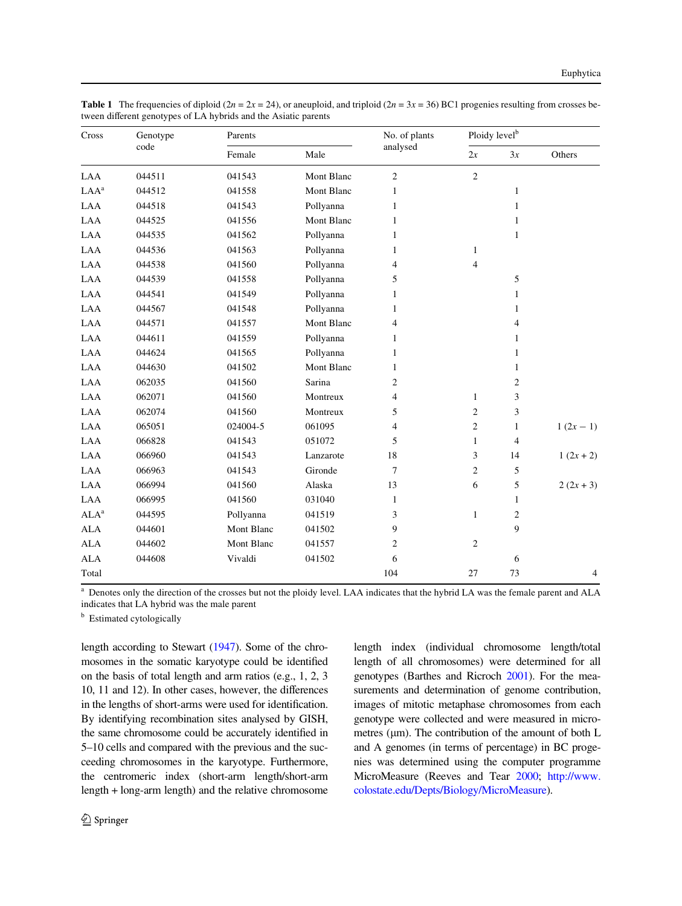**Table 1** The frequencies of diploid ($2n = 2x = 24$), or aneuploid, and triploid ($2n = 3x = 36$) BC1 progenies resulting from crosses between different genotypes of LA hybrids and the Asiatic parents

| Cross | Genotype code | Parents | | No. of plants analysed | Ploidy level[b] | | |
|---|---|---|---|---|---|---|---|
| | | Female | Male | | $2x$ | $3x$ | Others |
| LAA | 044511 | 041543 | Mont Blanc | 2 | 2 | | |
| LAA[a] | 044512 | 041558 | Mont Blanc | 1 | | 1 | |
| LAA | 044518 | 041543 | Pollyanna | 1 | | 1 | |
| LAA | 044525 | 041556 | Mont Blanc | 1 | | 1 | |
| LAA | 044535 | 041562 | Pollyanna | 1 | | 1 | |
| LAA | 044536 | 041563 | Pollyanna | 1 | 1 | | |
| LAA | 044538 | 041560 | Pollyanna | 4 | 4 | | |
| LAA | 044539 | 041558 | Pollyanna | 5 | | 5 | |
| LAA | 044541 | 041549 | Pollyanna | 1 | | 1 | |
| LAA | 044567 | 041548 | Pollyanna | 1 | | 1 | |
| LAA | 044571 | 041557 | Mont Blanc | 4 | | 4 | |
| LAA | 044611 | 041559 | Pollyanna | 1 | | 1 | |
| LAA | 044624 | 041565 | Pollyanna | 1 | | 1 | |
| LAA | 044630 | 041502 | Mont Blanc | 1 | | 1 | |
| LAA | 062035 | 041560 | Sarina | 2 | | 2 | |
| LAA | 062071 | 041560 | Montreux | 4 | 1 | 3 | |
| LAA | 062074 | 041560 | Montreux | 5 | 2 | 3 | |
| LAA | 065051 | 024004-5 | 061095 | 4 | 2 | 1 | 1 ($2x - 1$) |
| LAA | 066828 | 041543 | 051072 | 5 | 1 | 4 | |
| LAA | 066960 | 041543 | Lanzarote | 18 | 3 | 14 | 1 ($2x + 2$) |
| LAA | 066963 | 041543 | Gironde | 7 | 2 | 5 | |
| LAA | 066994 | 041560 | Alaska | 13 | 6 | 5 | 2 ($2x + 3$) |
| LAA | 066995 | 041560 | 031040 | 1 | | 1 | |
| ALA[a] | 044595 | Pollyanna | 041519 | 3 | 1 | 2 | |
| ALA | 044601 | Mont Blanc | 041502 | 9 | | 9 | |
| ALA | 044602 | Mont Blanc | 041557 | 2 | 2 | | |
| ALA | 044608 | Vivaldi | 041502 | 6 | | 6 | |
| Total | | | | 104 | 27 | 73 | 4 |

[a] Denotes only the direction of the crosses but not the ploidy level. LAA indicates that the hybrid LA was the female parent and ALA indicates that LA hybrid was the male parent

[b] Estimated cytologically

length according to Stewart (1947). Some of the chromosomes in the somatic karyotype could be identified on the basis of total length and arm ratios (e.g., 1, 2, 3 10, 11 and 12). In other cases, however, the differences in the lengths of short-arms were used for identification. By identifying recombination sites analysed by GISH, the same chromosome could be accurately identified in 5–10 cells and compared with the previous and the succeeding chromosomes in the karyotype. Furthermore, the centromeric index (short-arm length/short-arm length + long-arm length) and the relative chromosome length index (individual chromosome length/total length of all chromosomes) were determined for all genotypes (Barthes and Ricroch 2001). For the measurements and determination of genome contribution, images of mitotic metaphase chromosomes from each genotype were collected and were measured in micrometres (μm). The contribution of the amount of both L and A genomes (in terms of percentage) in BC progenies was determined using the computer programme MicroMeasure (Reeves and Tear 2000; http://www.colostate.edu/Depts/Biology/MicroMeasure).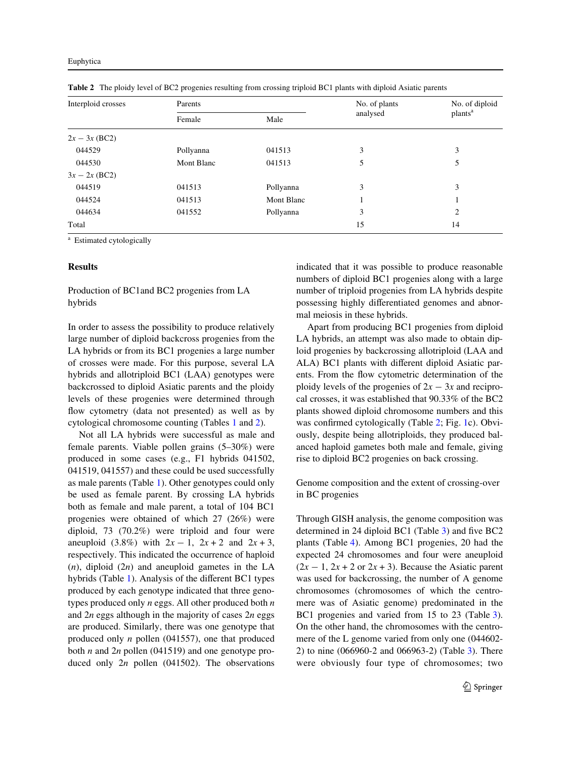**Table 2** The ploidy level of BC2 progenies resulting from crossing triploid BC1 plants with diploid Asiatic parents

| Interploid crosses | Parents | | No. of plants analysed | No. of diploid plants[a] |
|---|---|---|---|---|
| | Female | Male | | |
| $2x - 3x$ (BC2) | | | | |
| 044529 | Pollyanna | 041513 | 3 | 3 |
| 044530 | Mont Blanc | 041513 | 5 | 5 |
| $3x - 2x$ (BC2) | | | | |
| 044519 | 041513 | Pollyanna | 3 | 3 |
| 044524 | 041513 | Mont Blanc | 1 | 1 |
| 044634 | 041552 | Pollyanna | 3 | 2 |
| Total | | | 15 | 14 |

[a] Estimated cytologically

## Results

### Production of BC1and BC2 progenies from LA hybrids

In order to assess the possibility to produce relatively large number of diploid backcross progenies from the LA hybrids or from its BC1 progenies a large number of crosses were made. For this purpose, several LA hybrids and allotriploid BC1 (LAA) genotypes were backcrossed to diploid Asiatic parents and the ploidy levels of these progenies were determined through flow cytometry (data not presented) as well as by cytological chromosome counting (Tables 1 and 2).

Not all LA hybrids were successful as male and female parents. Viable pollen grains (5–30%) were produced in some cases (e.g., F1 hybrids 041502, 041519, 041557) and these could be used successfully as male parents (Table 1). Other genotypes could only be used as female parent. By crossing LA hybrids both as female and male parent, a total of 104 BC1 progenies were obtained of which 27 (26%) were diploid, 73 (70.2%) were triploid and four were aneuploid (3.8%) with $2x - 1$, $2x + 2$ and $2x + 3$, respectively. This indicated the occurrence of haploid ($n$), diploid ($2n$) and aneuploid gametes in the LA hybrids (Table 1). Analysis of the different BC1 types produced by each genotype indicated that three genotypes produced only $n$ eggs. All other produced both $n$ and $2n$ eggs although in the majority of cases $2n$ eggs are produced. Similarly, there was one genotype that produced only $n$ pollen (041557), one that produced both $n$ and $2n$ pollen (041519) and one genotype produced only $2n$ pollen (041502). The observations indicated that it was possible to produce reasonable numbers of diploid BC1 progenies along with a large number of triploid progenies from LA hybrids despite possessing highly differentiated genomes and abnormal meiosis in these hybrids.

Apart from producing BC1 progenies from diploid LA hybrids, an attempt was also made to obtain diploid progenies by backcrossing allotriploid (LAA and ALA) BC1 plants with different diploid Asiatic parents. From the flow cytometric determination of the ploidy levels of the progenies of $2x - 3x$ and reciprocal crosses, it was established that 90.33% of the BC2 plants showed diploid chromosome numbers and this was confirmed cytologically (Table 2; Fig. 1c). Obviously, despite being allotriploids, they produced balanced haploid gametes both male and female, giving rise to diploid BC2 progenies on back crossing.

### Genome composition and the extent of crossing-over in BC progenies

Through GISH analysis, the genome composition was determined in 24 diploid BC1 (Table 3) and five BC2 plants (Table 4). Among BC1 progenies, 20 had the expected 24 chromosomes and four were aneuploid ($2x - 1$, $2x + 2$ or $2x + 3$). Because the Asiatic parent was used for backcrossing, the number of A genome chromosomes (chromosomes of which the centromere was of Asiatic genome) predominated in the BC1 progenies and varied from 15 to 23 (Table 3). On the other hand, the chromosomes with the centromere of the L genome varied from only one (044602-2) to nine (066960-2 and 066963-2) (Table 3). There were obviously four type of chromosomes; two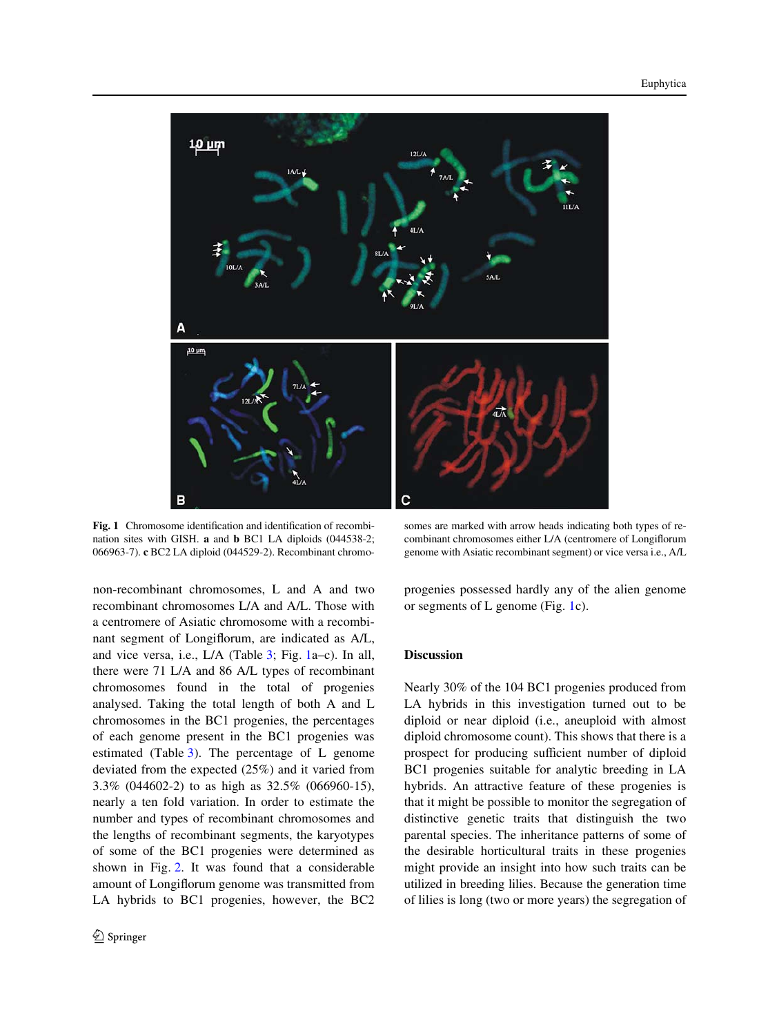**Fig. 1** Chromosome identification and identification of recombination sites with GISH. **a** and **b** BC1 LA diploids (044538-2; 066963-7). **c** BC2 LA diploid (044529-2). Recombinant chromosomes are marked with arrow heads indicating both types of recombinant chromosomes either L/A (centromere of Longiflorum genome with Asiatic recombinant segment) or vice versa i.e., A/L

non-recombinant chromosomes, L and A and two recombinant chromosomes L/A and A/L. Those with a centromere of Asiatic chromosome with a recombinant segment of Longiflorum, are indicated as A/L, and vice versa, i.e., L/A (Table 3; Fig. 1a–c). In all, there were 71 L/A and 86 A/L types of recombinant chromosomes found in the total of progenies analysed. Taking the total length of both A and L chromosomes in the BC1 progenies, the percentages of each genome present in the BC1 progenies was estimated (Table 3). The percentage of L genome deviated from the expected (25%) and it varied from 3.3% (044602-2) to as high as 32.5% (066960-15), nearly a ten fold variation. In order to estimate the number and types of recombinant chromosomes and the lengths of recombinant segments, the karyotypes of some of the BC1 progenies were determined as shown in Fig. 2. It was found that a considerable amount of Longiflorum genome was transmitted from LA hybrids to BC1 progenies, however, the BC2 progenies possessed hardly any of the alien genome or segments of L genome (Fig. 1c).

## Discussion

Nearly 30% of the 104 BC1 progenies produced from LA hybrids in this investigation turned out to be diploid or near diploid (i.e., aneuploid with almost diploid chromosome count). This shows that there is a prospect for producing sufficient number of diploid BC1 progenies suitable for analytic breeding in LA hybrids. An attractive feature of these progenies is that it might be possible to monitor the segregation of distinctive genetic traits that distinguish the two parental species. The inheritance patterns of some of the desirable horticultural traits in these progenies might provide an insight into how such traits can be utilized in breeding lilies. Because the generation time of lilies is long (two or more years) the segregation of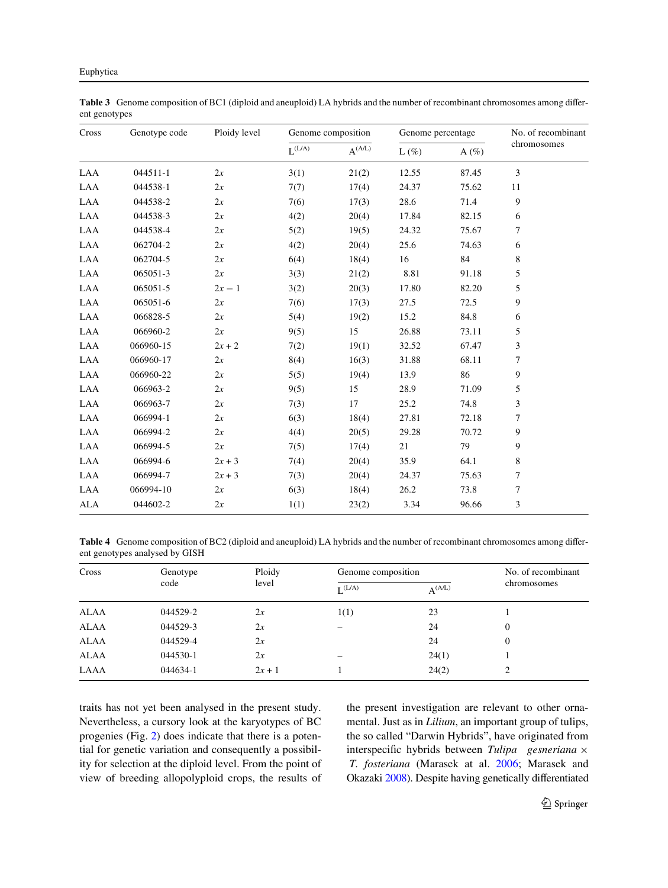**Table 3** Genome composition of BC1 (diploid and aneuploid) LA hybrids and the number of recombinant chromosomes among different genotypes

| Cross | Genotype code | Ploidy level | Genome composition | | Genome percentage | | No. of recombinant chromosomes |
|---|---|---|---|---|---|---|---|
| | | | $L^{(L/A)}$ | $A^{(A/L)}$ | L (%) | A (%) | |
| LAA | 044511-1 | $2x$ | 3(1) | 21(2) | 12.55 | 87.45 | 3 |
| LAA | 044538-1 | $2x$ | 7(7) | 17(4) | 24.37 | 75.62 | 11 |
| LAA | 044538-2 | $2x$ | 7(6) | 17(3) | 28.6 | 71.4 | 9 |
| LAA | 044538-3 | $2x$ | 4(2) | 20(4) | 17.84 | 82.15 | 6 |
| LAA | 044538-4 | $2x$ | 5(2) | 19(5) | 24.32 | 75.67 | 7 |
| LAA | 062704-2 | $2x$ | 4(2) | 20(4) | 25.6 | 74.63 | 6 |
| LAA | 062704-5 | $2x$ | 6(4) | 18(4) | 16 | 84 | 8 |
| LAA | 065051-3 | $2x$ | 3(3) | 21(2) | 8.81 | 91.18 | 5 |
| LAA | 065051-5 | $2x - 1$ | 3(2) | 20(3) | 17.80 | 82.20 | 5 |
| LAA | 065051-6 | $2x$ | 7(6) | 17(3) | 27.5 | 72.5 | 9 |
| LAA | 066828-5 | $2x$ | 5(4) | 19(2) | 15.2 | 84.8 | 6 |
| LAA | 066960-2 | $2x$ | 9(5) | 15 | 26.88 | 73.11 | 5 |
| LAA | 066960-15 | $2x + 2$ | 7(2) | 19(1) | 32.52 | 67.47 | 3 |
| LAA | 066960-17 | $2x$ | 8(4) | 16(3) | 31.88 | 68.11 | 7 |
| LAA | 066960-22 | $2x$ | 5(5) | 19(4) | 13.9 | 86 | 9 |
| LAA | 066963-2 | $2x$ | 9(5) | 15 | 28.9 | 71.09 | 5 |
| LAA | 066963-7 | $2x$ | 7(3) | 17 | 25.2 | 74.8 | 3 |
| LAA | 066994-1 | $2x$ | 6(3) | 18(4) | 27.81 | 72.18 | 7 |
| LAA | 066994-2 | $2x$ | 4(4) | 20(5) | 29.28 | 70.72 | 9 |
| LAA | 066994-5 | $2x$ | 7(5) | 17(4) | 21 | 79 | 9 |
| LAA | 066994-6 | $2x + 3$ | 7(4) | 20(4) | 35.9 | 64.1 | 8 |
| LAA | 066994-7 | $2x + 3$ | 7(3) | 20(4) | 24.37 | 75.63 | 7 |
| LAA | 066994-10 | $2x$ | 6(3) | 18(4) | 26.2 | 73.8 | 7 |
| ALA | 044602-2 | $2x$ | 1(1) | 23(2) | 3.34 | 96.66 | 3 |

**Table 4** Genome composition of BC2 (diploid and aneuploid) LA hybrids and the number of recombinant chromosomes among different genotypes analysed by GISH

| Cross | Genotype code | Ploidy level | Genome composition | | No. of recombinant chromosomes |
|---|---|---|---|---|---|
| | | | $L^{(L/A)}$ | $A^{(A/L)}$ | |
| ALAA | 044529-2 | $2x$ | 1(1) | 23 | 1 |
| ALAA | 044529-3 | $2x$ | – | 24 | 0 |
| ALAA | 044529-4 | $2x$ | | 24 | 0 |
| ALAA | 044530-1 | $2x$ | – | 24(1) | 1 |
| LAAA | 044634-1 | $2x + 1$ | 1 | 24(2) | 2 |

traits has not yet been analysed in the present study. Nevertheless, a cursory look at the karyotypes of BC progenies (Fig. 2) does indicate that there is a potential for genetic variation and consequently a possibility for selection at the diploid level. From the point of view of breeding allopolyploid crops, the results of the present investigation are relevant to other ornamental. Just as in *Lilium*, an important group of tulips, the so called "Darwin Hybrids", have originated from interspecific hybrids between *Tulipa gesneriana* × *T. fosteriana* (Marasek at al. 2006; Marasek and Okazaki 2008). Despite having genetically differentiated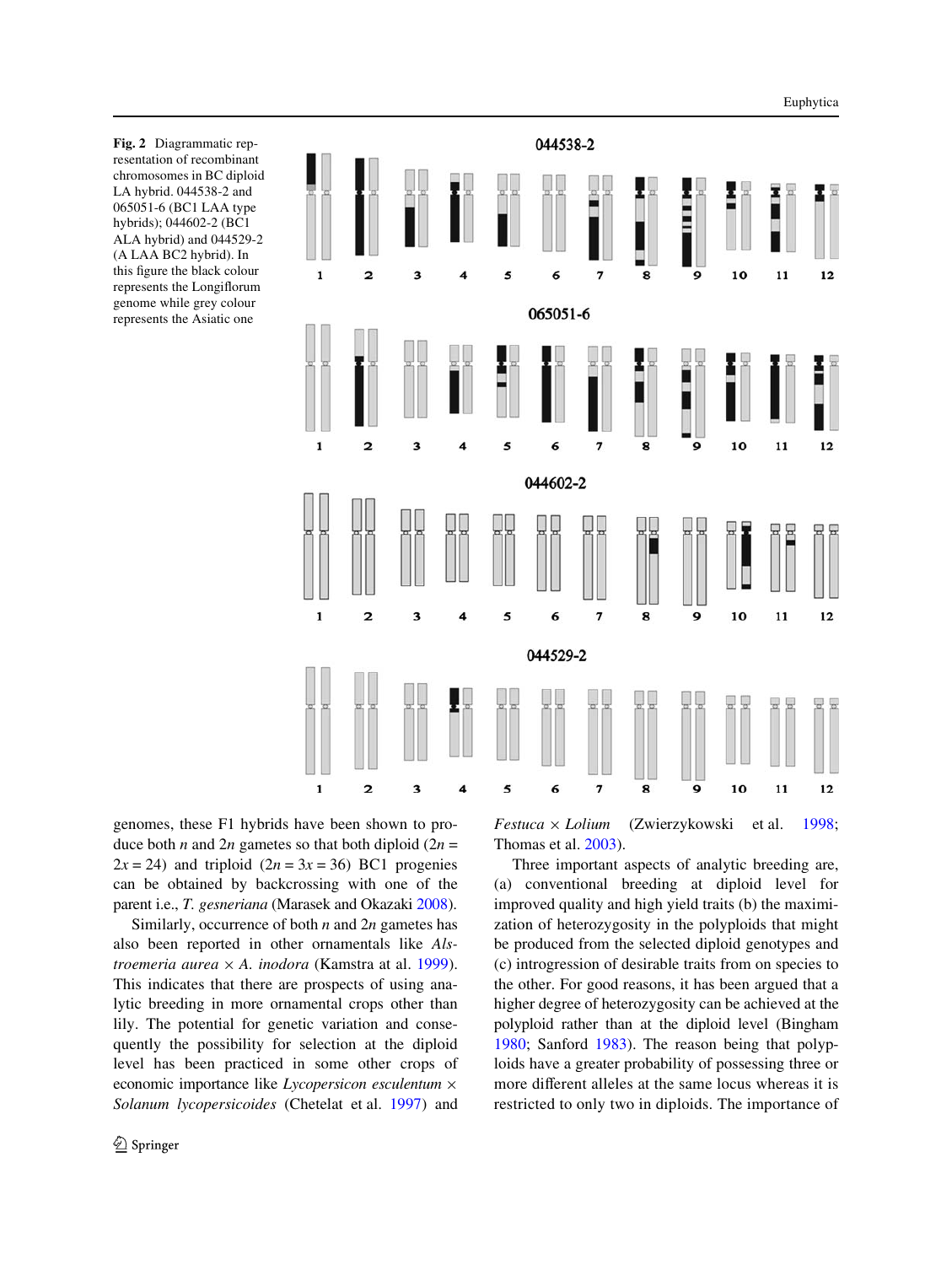**Fig. 2** Diagrammatic representation of recombinant chromosomes in BC diploid LA hybrid. 044538-2 and 065051-6 (BC1 LAA type hybrids); 044602-2 (BC1 ALA hybrid) and 044529-2 (A LAA BC2 hybrid). In this figure the black colour represents the Longiflorum genome while grey colour represents the Asiatic one

genomes, these F1 hybrids have been shown to produce both *n* and 2*n* gametes so that both diploid (2*n* = 2*x* = 24) and triploid (2*n* = 3*x* = 36) BC1 progenies can be obtained by backcrossing with one of the parent i.e., *T. gesneriana* (Marasek and Okazaki 2008).

Similarly, occurrence of both *n* and 2*n* gametes has also been reported in other ornamentals like *Alstroemeria aurea* × *A. inodora* (Kamstra at al. 1999). This indicates that there are prospects of using analytic breeding in more ornamental crops other than lily. The potential for genetic variation and consequently the possibility for selection at the diploid level has been practiced in some other crops of economic importance like *Lycopersicon esculentum* × *Solanum lycopersicoides* (Chetelat et al. 1997) and *Festuca* × *Lolium* (Zwierzykowski et al. 1998; Thomas et al. 2003).

Three important aspects of analytic breeding are, (a) conventional breeding at diploid level for improved quality and high yield traits (b) the maximization of heterozygosity in the polyploids that might be produced from the selected diploid genotypes and (c) introgression of desirable traits from on species to the other. For good reasons, it has been argued that a higher degree of heterozygosity can be achieved at the polyploid rather than at the diploid level (Bingham 1980; Sanford 1983). The reason being that polyploids have a greater probability of possessing three or more different alleles at the same locus whereas it is restricted to only two in diploids. The importance of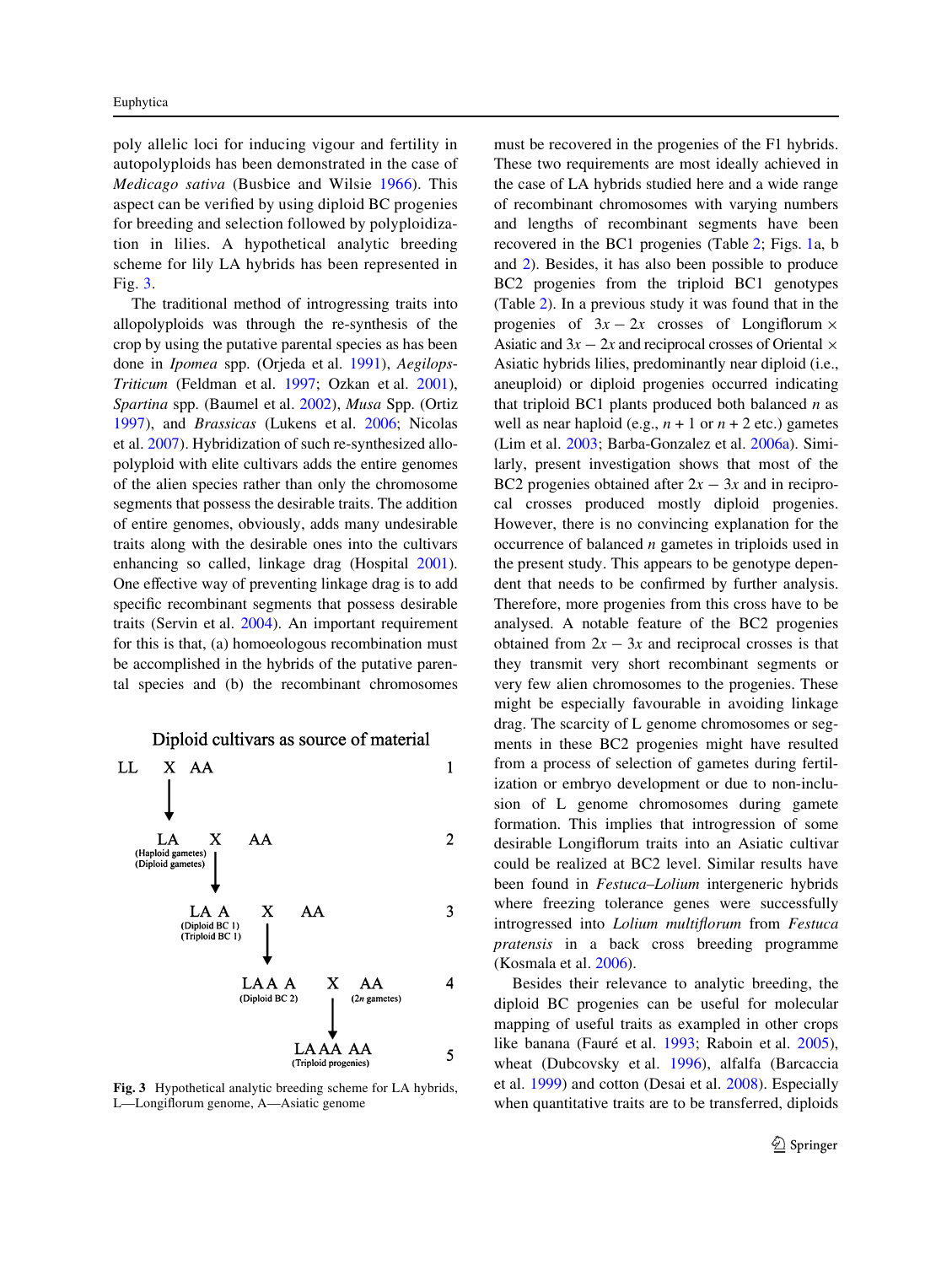poly allelic loci for inducing vigour and fertility in autopolyploids has been demonstrated in the case of *Medicago sativa* (Busbice and Wilsie 1966). This aspect can be verified by using diploid BC progenies for breeding and selection followed by polyploidization in lilies. A hypothetical analytic breeding scheme for lily LA hybrids has been represented in Fig. 3.

The traditional method of introgressing traits into allopolyploids was through the re-synthesis of the crop by using the putative parental species as has been done in *Ipomea* spp. (Orjeda et al. 1991), *Aegilops-Triticum* (Feldman et al. 1997; Ozkan et al. 2001), *Spartina* spp. (Baumel et al. 2002), *Musa* Spp. (Ortiz 1997), and *Brassicas* (Lukens et al. 2006; Nicolas et al. 2007). Hybridization of such re-synthesized allopolyploid with elite cultivars adds the entire genomes of the alien species rather than only the chromosome segments that possess the desirable traits. The addition of entire genomes, obviously, adds many undesirable traits along with the desirable ones into the cultivars enhancing so called, linkage drag (Hospital 2001). One effective way of preventing linkage drag is to add specific recombinant segments that possess desirable traits (Servin et al. 2004). An important requirement for this is that, (a) homoeologous recombination must be accomplished in the hybrids of the putative parental species and (b) the recombinant chromosomes must be recovered in the progenies of the F1 hybrids. These two requirements are most ideally achieved in the case of LA hybrids studied here and a wide range of recombinant chromosomes with varying numbers and lengths of recombinant segments have been recovered in the BC1 progenies (Table 2; Figs. 1a, b and 2). Besides, it has also been possible to produce BC2 progenies from the triploid BC1 genotypes (Table 2). In a previous study it was found that in the progenies of $3x - 2x$ crosses of Longiflorum × Asiatic and $3x - 2x$ and reciprocal crosses of Oriental × Asiatic hybrids lilies, predominantly near diploid (i.e., aneuploid) or diploid progenies occurred indicating that triploid BC1 plants produced both balanced $n$ as well as near haploid (e.g., $n + 1$ or $n + 2$ etc.) gametes (Lim et al. 2003; Barba-Gonzalez et al. 2006a). Similarly, present investigation shows that most of the BC2 progenies obtained after $2x - 3x$ and in reciprocal crosses produced mostly diploid progenies. However, there is no convincing explanation for the occurrence of balanced $n$ gametes in triploids used in the present study. This appears to be genotype dependent that needs to be confirmed by further analysis. Therefore, more progenies from this cross have to be analysed. A notable feature of the BC2 progenies obtained from $2x - 3x$ and reciprocal crosses is that they transmit very short recombinant segments or very few alien chromosomes to the progenies. These might be especially favourable in avoiding linkage drag. The scarcity of L genome chromosomes or segments in these BC2 progenies might have resulted from a process of selection of gametes during fertilization or embryo development or due to non-inclusion of L genome chromosomes during gamete formation. This implies that introgression of some desirable Longiflorum traits into an Asiatic cultivar could be realized at BC2 level. Similar results have been found in *Festuca–Lolium* intergeneric hybrids where freezing tolerance genes were successfully introgressed into *Lolium multiflorum* from *Festuca pratensis* in a back cross breeding programme (Kosmala et al. 2006).

Diploid cultivars as source of material

```
LL   X  AA                                          1
   |
   v
   LA      X      AA                                2
(Haploid gametes)
(Diploid gametes)
           |
           v
         LA A      X      AA                        3
      (Diploid BC 1)
      (Triploid BC 1)
                   |
                   v
                LA A A      X    AA                 4
              (Diploid BC 2)   (2n gametes)
                            |
                            v
                        LA AA AA                    5
                    (Triploid progenies)
```

**Fig. 3** Hypothetical analytic breeding scheme for LA hybrids, L—Longiflorum genome, A—Asiatic genome

Besides their relevance to analytic breeding, the diploid BC progenies can be useful for molecular mapping of useful traits as exampled in other crops like banana (Fauré et al. 1993; Raboin et al. 2005), wheat (Dubcovsky et al. 1996), alfalfa (Barcaccia et al. 1999) and cotton (Desai et al. 2008). Especially when quantitative traits are to be transferred, diploids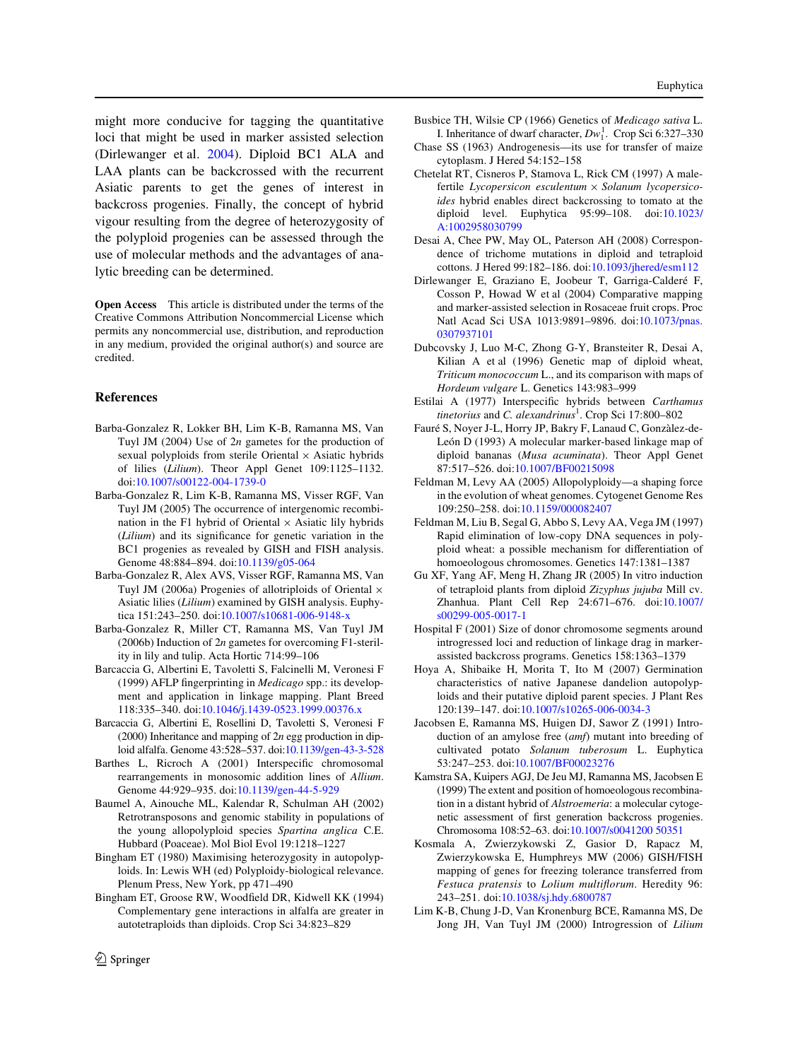might more conducive for tagging the quantitative loci that might be used in marker assisted selection (Dirlewanger et al. 2004). Diploid BC1 ALA and LAA plants can be backcrossed with the recurrent Asiatic parents to get the genes of interest in backcross progenies. Finally, the concept of hybrid vigour resulting from the degree of heterozygosity of the polyploid progenies can be assessed through the use of molecular methods and the advantages of analytic breeding can be determined.

**Open Access** This article is distributed under the terms of the Creative Commons Attribution Noncommercial License which permits any noncommercial use, distribution, and reproduction in any medium, provided the original author(s) and source are credited.

## References

Barba-Gonzalez R, Lokker BH, Lim K-B, Ramanna MS, Van Tuyl JM (2004) Use of 2*n* gametes for the production of sexual polyploids from sterile Oriental × Asiatic hybrids of lilies (*Lilium*). Theor Appl Genet 109:1125–1132. doi:10.1007/s00122-004-1739-0

Barba-Gonzalez R, Lim K-B, Ramanna MS, Visser RGF, Van Tuyl JM (2005) The occurrence of intergenomic recombination in the F1 hybrid of Oriental × Asiatic lily hybrids (*Lilium*) and its significance for genetic variation in the BC1 progenies as revealed by GISH and FISH analysis. Genome 48:884–894. doi:10.1139/g05-064

Barba-Gonzalez R, Alex AVS, Visser RGF, Ramanna MS, Van Tuyl JM (2006a) Progenies of allotriploids of Oriental × Asiatic lilies (*Lilium*) examined by GISH analysis. Euphytica 151:243–250. doi:10.1007/s10681-006-9148-x

Barba-Gonzalez R, Miller CT, Ramanna MS, Van Tuyl JM (2006b) Induction of 2*n* gametes for overcoming F1-sterility in lily and tulip. Acta Hortic 714:99–106

Barcaccia G, Albertini E, Tavoletti S, Falcinelli M, Veronesi F (1999) AFLP fingerprinting in *Medicago* spp.: its development and application in linkage mapping. Plant Breed 118:335–340. doi:10.1046/j.1439-0523.1999.00376.x

Barcaccia G, Albertini E, Rosellini D, Tavoletti S, Veronesi F (2000) Inheritance and mapping of 2*n* egg production in diploid alfalfa. Genome 43:528–537. doi:10.1139/gen-43-3-528

Barthes L, Ricroch A (2001) Interspecific chromosomal rearrangements in monosomic addition lines of *Allium*. Genome 44:929–935. doi:10.1139/gen-44-5-929

Baumel A, Ainouche ML, Kalendar R, Schulman AH (2002) Retrotransposons and genomic stability in populations of the young allopolyploid species *Spartina anglica* C.E. Hubbard (Poaceae). Mol Biol Evol 19:1218–1227

Bingham ET (1980) Maximising heterozygosity in autopolyploids. In: Lewis WH (ed) Polyploidy-biological relevance. Plenum Press, New York, pp 471–490

Bingham ET, Groose RW, Woodfield DR, Kidwell KK (1994) Complementary gene interactions in alfalfa are greater in autotetraploids than diploids. Crop Sci 34:823–829

Busbice TH, Wilsie CP (1966) Genetics of *Medicago sativa* L. I. Inheritance of dwarf character, $Dw_1^1$. Crop Sci 6:327–330

Chase SS (1963) Androgenesis—its use for transfer of maize cytoplasm. J Hered 54:152–158

Chetelat RT, Cisneros P, Stamova L, Rick CM (1997) A male-fertile *Lycopersicon esculentum* × *Solanum lycopersicoides* hybrid enables direct backcrossing to tomato at the diploid level. Euphytica 95:99–108. doi:10.1023/A:1002958030799

Desai A, Chee PW, May OL, Paterson AH (2008) Correspondence of trichome mutations in diploid and tetraploid cottons. J Hered 99:182–186. doi:10.1093/jhered/esm112

Dirlewanger E, Graziano E, Joobeur T, Garriga-Calderé F, Cosson P, Howad W et al (2004) Comparative mapping and marker-assisted selection in Rosaceae fruit crops. Proc Natl Acad Sci USA 1013:9891–9896. doi:10.1073/pnas.0307937101

Dubcovsky J, Luo M-C, Zhong G-Y, Bransteiter R, Desai A, Kilian A et al (1996) Genetic map of diploid wheat, *Triticum monococcum* L., and its comparison with maps of *Hordeum vulgare* L. Genetics 143:983–999

Estilai A (1977) Interspecific hybrids between *Carthamus tinetorius* and *C. alexandrinus*[1]. Crop Sci 17:800–802

Fauré S, Noyer J-L, Horry JP, Bakry F, Lanaud C, Gonzàlez-de-León D (1993) A molecular marker-based linkage map of diploid bananas (*Musa acuminata*). Theor Appl Genet 87:517–526. doi:10.1007/BF00215098

Feldman M, Levy AA (2005) Allopolyploidy—a shaping force in the evolution of wheat genomes. Cytogenet Genome Res 109:250–258. doi:10.1159/000082407

Feldman M, Liu B, Segal G, Abbo S, Levy AA, Vega JM (1997) Rapid elimination of low-copy DNA sequences in polyploid wheat: a possible mechanism for differentiation of homoeologous chromosomes. Genetics 147:1381–1387

Gu XF, Yang AF, Meng H, Zhang JR (2005) In vitro induction of tetraploid plants from diploid *Zizyphus jujuba* Mill cv. Zhanhua. Plant Cell Rep 24:671–676. doi:10.1007/s00299-005-0017-1

Hospital F (2001) Size of donor chromosome segments around introgressed loci and reduction of linkage drag in marker-assisted backcross programs. Genetics 158:1363–1379

Hoya A, Shibaike H, Morita T, Ito M (2007) Germination characteristics of native Japanese dandelion autopolyploids and their putative diploid parent species. J Plant Res 120:139–147. doi:10.1007/s10265-006-0034-3

Jacobsen E, Ramanna MS, Huigen DJ, Sawor Z (1991) Introduction of an amylose free (*amf*) mutant into breeding of cultivated potato *Solanum tuberosum* L. Euphytica 53:247–253. doi:10.1007/BF00023276

Kamstra SA, Kuipers AGJ, De Jeu MJ, Ramanna MS, Jacobsen E (1999) The extent and position of homoeologous recombination in a distant hybrid of *Alstroemeria*: a molecular cytogenetic assessment of first generation backcross progenies. Chromosoma 108:52–63. doi:10.1007/s0041200 50351

Kosmala A, Zwierzykowski Z, Gasior D, Rapacz M, Zwierzykowska E, Humphreys MW (2006) GISH/FISH mapping of genes for freezing tolerance transferred from *Festuca pratensis* to *Lolium multiflorum*. Heredity 96:243–251. doi:10.1038/sj.hdy.6800787

Lim K-B, Chung J-D, Van Kronenburg BCE, Ramanna MS, De Jong JH, Van Tuyl JM (2000) Introgression of *Lilium*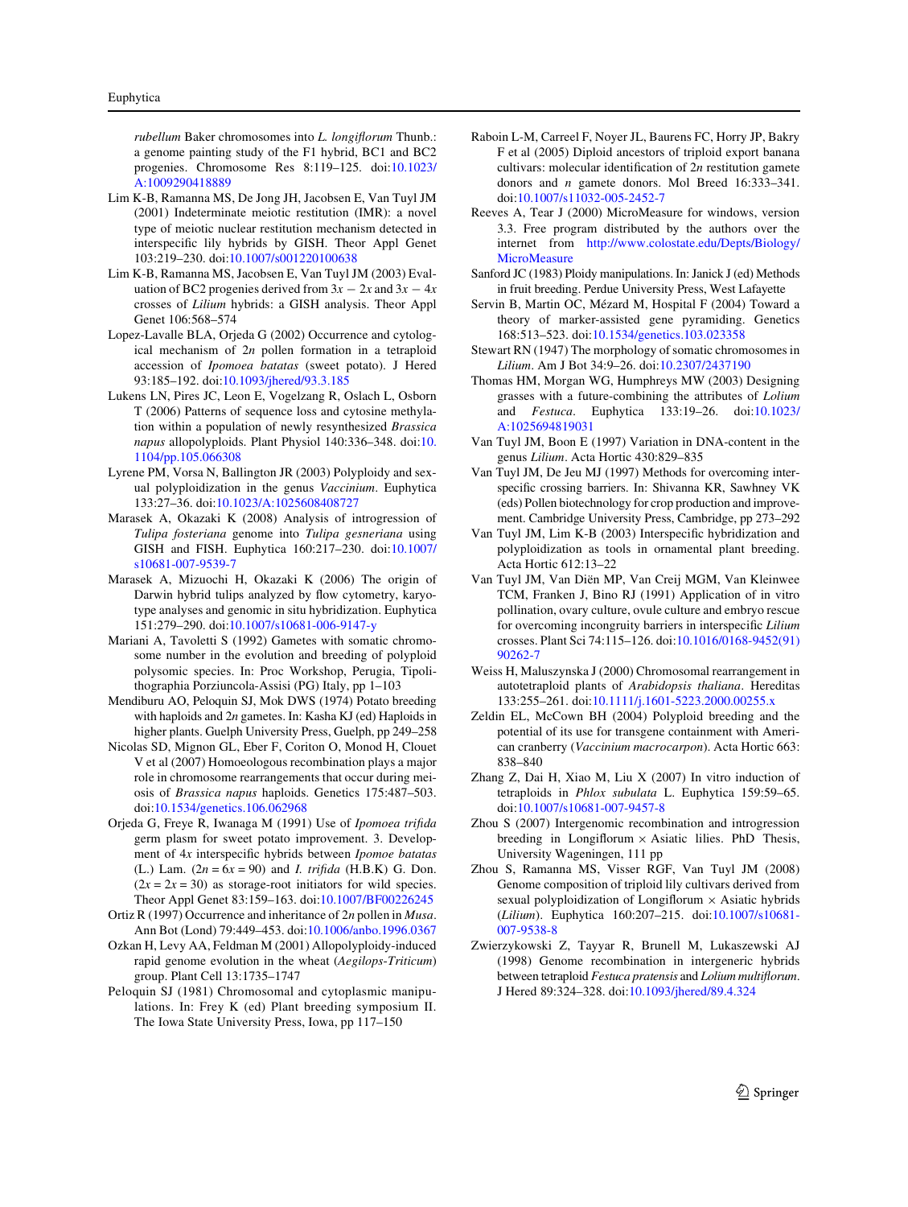*rubellum* Baker chromosomes into *L. longiflorum* Thunb.: a genome painting study of the F1 hybrid, BC1 and BC2 progenies. Chromosome Res 8:119–125. doi:10.1023/A:1009290418889

Lim K-B, Ramanna MS, De Jong JH, Jacobsen E, Van Tuyl JM (2001) Indeterminate meiotic restitution (IMR): a novel type of meiotic nuclear restitution mechanism detected in interspecific lily hybrids by GISH. Theor Appl Genet 103:219–230. doi:10.1007/s001220100638

Lim K-B, Ramanna MS, Jacobsen E, Van Tuyl JM (2003) Evaluation of BC2 progenies derived from $3x - 2x$ and $3x - 4x$ crosses of *Lilium* hybrids: a GISH analysis. Theor Appl Genet 106:568–574

Lopez-Lavalle BLA, Orjeda G (2002) Occurrence and cytological mechanism of 2*n* pollen formation in a tetraploid accession of *Ipomoea batatas* (sweet potato). J Hered 93:185–192. doi:10.1093/jhered/93.3.185

Lukens LN, Pires JC, Leon E, Vogelzang R, Oslach L, Osborn T (2006) Patterns of sequence loss and cytosine methylation within a population of newly resynthesized *Brassica napus* allopolyploids. Plant Physiol 140:336–348. doi:10.1104/pp.105.066308

Lyrene PM, Vorsa N, Ballington JR (2003) Polyploidy and sexual polyploidization in the genus *Vaccinium*. Euphytica 133:27–36. doi:10.1023/A:1025608408727

Marasek A, Okazaki K (2008) Analysis of introgression of *Tulipa fosteriana* genome into *Tulipa gesneriana* using GISH and FISH. Euphytica 160:217–230. doi:10.1007/s10681-007-9539-7

Marasek A, Mizuochi H, Okazaki K (2006) The origin of Darwin hybrid tulips analyzed by flow cytometry, karyotype analyses and genomic in situ hybridization. Euphytica 151:279–290. doi:10.1007/s10681-006-9147-y

Mariani A, Tavoletti S (1992) Gametes with somatic chromosome number in the evolution and breeding of polyploid polysomic species. In: Proc Workshop, Perugia, Tipolithographia Porziuncola-Assisi (PG) Italy, pp 1–103

Mendiburu AO, Peloquin SJ, Mok DWS (1974) Potato breeding with haploids and 2*n* gametes. In: Kasha KJ (ed) Haploids in higher plants. Guelph University Press, Guelph, pp 249–258

Nicolas SD, Mignon GL, Eber F, Coriton O, Monod H, Clouet V et al (2007) Homoeologous recombination plays a major role in chromosome rearrangements that occur during meiosis of *Brassica napus* haploids. Genetics 175:487–503. doi:10.1534/genetics.106.062968

Orjeda G, Freye R, Iwanaga M (1991) Use of *Ipomoea trifida* germ plasm for sweet potato improvement. 3. Development of 4*x* interspecific hybrids between *Ipomoe batatas* (L.) Lam. ($2n = 6x = 90$) and *I. trifida* (H.B.K) G. Don. ($2x = 2x = 30$) as storage-root initiators for wild species. Theor Appl Genet 83:159–163. doi:10.1007/BF00226245

Ortiz R (1997) Occurrence and inheritance of 2*n* pollen in *Musa*. Ann Bot (Lond) 79:449–453. doi:10.1006/anbo.1996.0367

Ozkan H, Levy AA, Feldman M (2001) Allopolyploidy-induced rapid genome evolution in the wheat (*Aegilops-Triticum*) group. Plant Cell 13:1735–1747

Peloquin SJ (1981) Chromosomal and cytoplasmic manipulations. In: Frey K (ed) Plant breeding symposium II. The Iowa State University Press, Iowa, pp 117–150

Raboin L-M, Carreel F, Noyer JL, Baurens FC, Horry JP, Bakry F et al (2005) Diploid ancestors of triploid export banana cultivars: molecular identification of 2*n* restitution gamete donors and *n* gamete donors. Mol Breed 16:333–341. doi:10.1007/s11032-005-2452-7

Reeves A, Tear J (2000) MicroMeasure for windows, version 3.3. Free program distributed by the authors over the internet from http://www.colostate.edu/Depts/Biology/MicroMeasure

Sanford JC (1983) Ploidy manipulations. In: Janick J (ed) Methods in fruit breeding. Perdue University Press, West Lafayette

Servin B, Martin OC, Mézard M, Hospital F (2004) Toward a theory of marker-assisted gene pyramiding. Genetics 168:513–523. doi:10.1534/genetics.103.023358

Stewart RN (1947) The morphology of somatic chromosomes in *Lilium*. Am J Bot 34:9–26. doi:10.2307/2437190

Thomas HM, Morgan WG, Humphreys MW (2003) Designing grasses with a future-combining the attributes of *Lolium* and *Festuca*. Euphytica 133:19–26. doi:10.1023/A:1025694819031

Van Tuyl JM, Boon E (1997) Variation in DNA-content in the genus *Lilium*. Acta Hortic 430:829–835

Van Tuyl JM, De Jeu MJ (1997) Methods for overcoming interspecific crossing barriers. In: Shivanna KR, Sawhney VK (eds) Pollen biotechnology for crop production and improvement. Cambridge University Press, Cambridge, pp 273–292

Van Tuyl JM, Lim K-B (2003) Interspecific hybridization and polyploidization as tools in ornamental plant breeding. Acta Hortic 612:13–22

Van Tuyl JM, Van Diën MP, Van Creij MGM, Van Kleinwee TCM, Franken J, Bino RJ (1991) Application of in vitro pollination, ovary culture, ovule culture and embryo rescue for overcoming incongruity barriers in interspecific *Lilium* crosses. Plant Sci 74:115–126. doi:10.1016/0168-9452(91)90262-7

Weiss H, Maluszynska J (2000) Chromosomal rearrangement in autotetraploid plants of *Arabidopsis thaliana*. Hereditas 133:255–261. doi:10.1111/j.1601-5223.2000.00255.x

Zeldin EL, McCown BH (2004) Polyploid breeding and the potential of its use for transgene containment with American cranberry (*Vaccinium macrocarpon*). Acta Hortic 663:838–840

Zhang Z, Dai H, Xiao M, Liu X (2007) In vitro induction of tetraploids in *Phlox subulata* L. Euphytica 159:59–65. doi:10.1007/s10681-007-9457-8

Zhou S (2007) Intergenomic recombination and introgression breeding in Longiflorum × Asiatic lilies. PhD Thesis, University Wageningen, 111 pp

Zhou S, Ramanna MS, Visser RGF, Van Tuyl JM (2008) Genome composition of triploid lily cultivars derived from sexual polyploidization of Longiflorum × Asiatic hybrids (*Lilium*). Euphytica 160:207–215. doi:10.1007/s10681-007-9538-8

Zwierzykowski Z, Tayyar R, Brunell M, Lukaszewski AJ (1998) Genome recombination in intergeneric hybrids between tetraploid *Festuca pratensis* and *Lolium multiflorum*. J Hered 89:324–328. doi:10.1093/jhered/89.4.324